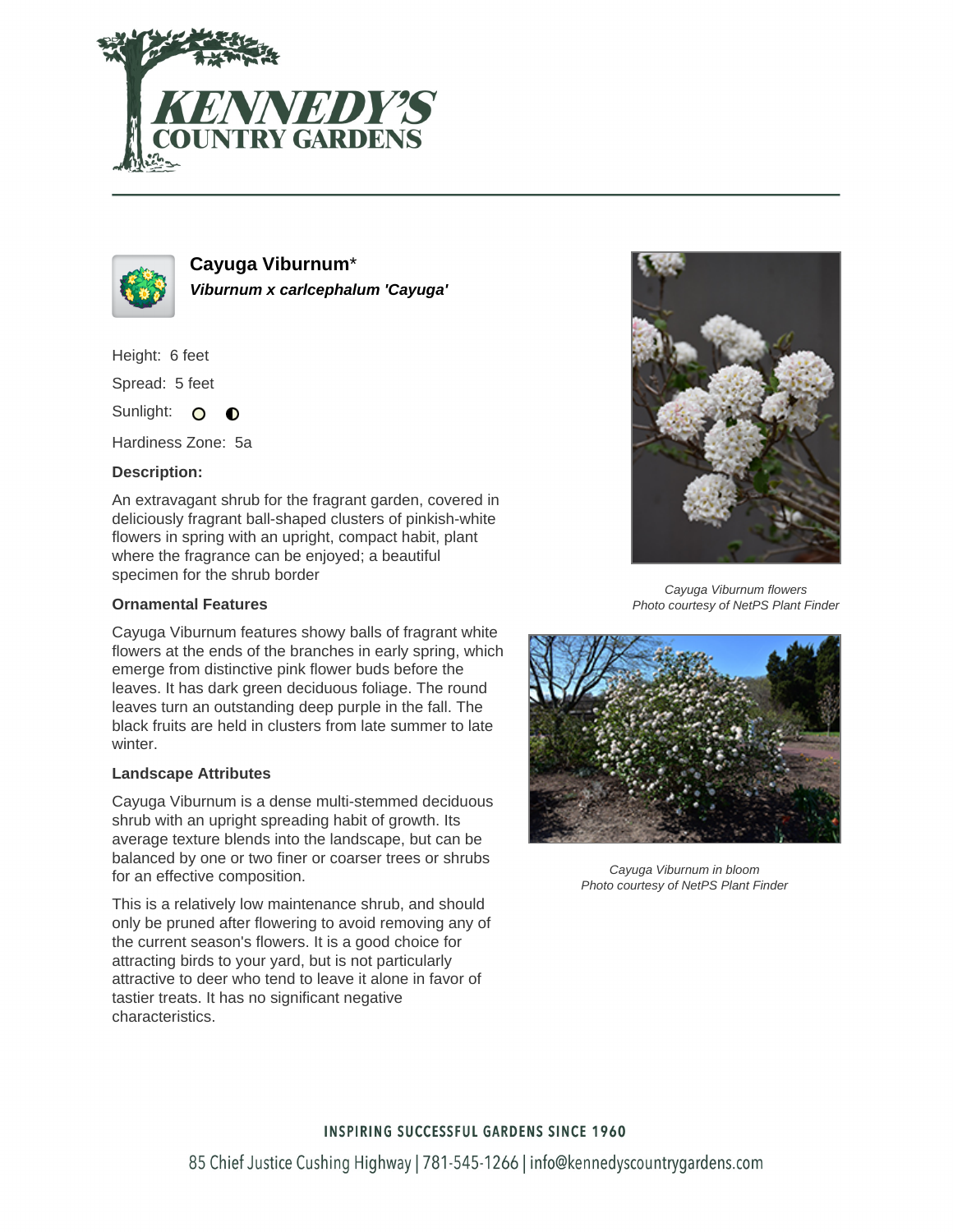# Cayuga Viburnum*

***Viburnum x carlcephalum 'Cayuga'***

Height: 6 feet

Spread: 5 feet

Sunlight:

Hardiness Zone: 5a

**Description:**

An extravagant shrub for the fragrant garden, covered in deliciously fragrant ball-shaped clusters of pinkish-white flowers in spring with an upright, compact habit, plant where the fragrance can be enjoyed; a beautiful specimen for the shrub border

## Ornamental Features

Cayuga Viburnum features showy balls of fragrant white flowers at the ends of the branches in early spring, which emerge from distinctive pink flower buds before the leaves. It has dark green deciduous foliage. The round leaves turn an outstanding deep purple in the fall. The black fruits are held in clusters from late summer to late winter.

## Landscape Attributes

Cayuga Viburnum is a dense multi-stemmed deciduous shrub with an upright spreading habit of growth. Its average texture blends into the landscape, but can be balanced by one or two finer or coarser trees or shrubs for an effective composition.

This is a relatively low maintenance shrub, and should only be pruned after flowering to avoid removing any of the current season's flowers. It is a good choice for attracting birds to your yard, but is not particularly attractive to deer who tend to leave it alone in favor of tastier treats. It has no significant negative characteristics.

*Cayuga Viburnum flowers*
*Photo courtesy of NetPS Plant Finder*

*Cayuga Viburnum in bloom*
*Photo courtesy of NetPS Plant Finder*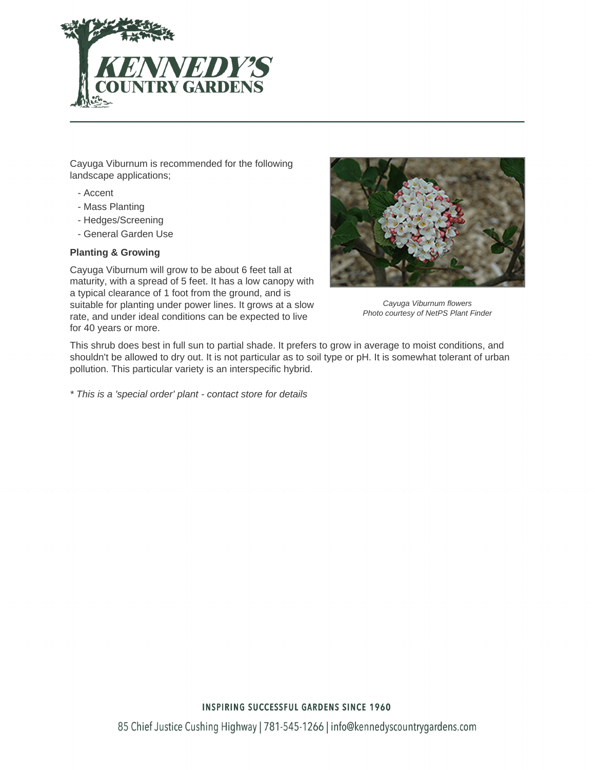Cayuga Viburnum is recommended for the following landscape applications;

- Accent
- Mass Planting
- Hedges/Screening
- General Garden Use

**Planting & Growing**

Cayuga Viburnum will grow to be about 6 feet tall at maturity, with a spread of 5 feet. It has a low canopy with a typical clearance of 1 foot from the ground, and is suitable for planting under power lines. It grows at a slow rate, and under ideal conditions can be expected to live for 40 years or more.

*Cayuga Viburnum flowers*
*Photo courtesy of NetPS Plant Finder*

This shrub does best in full sun to partial shade. It prefers to grow in average to moist conditions, and shouldn't be allowed to dry out. It is not particular as to soil type or pH. It is somewhat tolerant of urban pollution. This particular variety is an interspecific hybrid.

*\* This is a 'special order' plant - contact store for details*